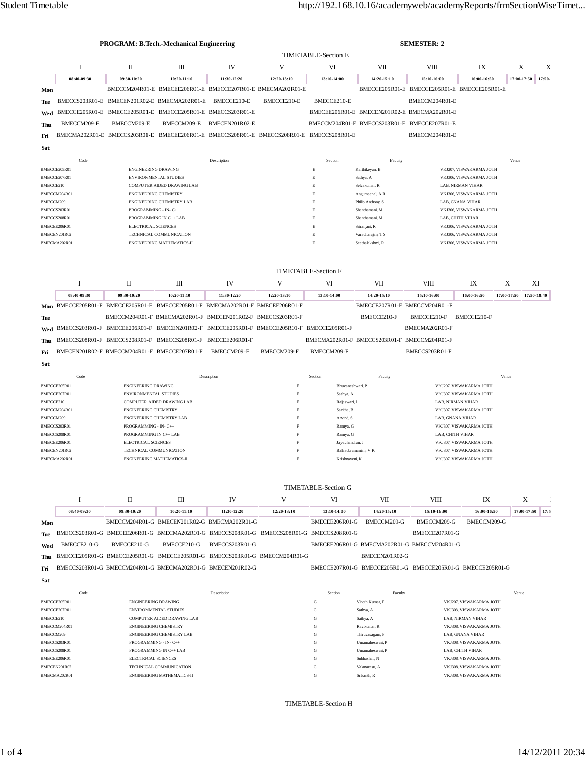**PROGRAM: B.Tech.-Mechanical Engineering** **SEMESTER: 2**

## TIMETABLE-Section E

| | I | II | III | IV | V | VI | VII | VIII | IX | X | X |
|---|---|---|---|---|---|---|---|---|---|---|---|
| | 08:40-09:30 | 09:30-10:20 | 10:20-11:10 | 11:30-12:20 | 12:20-13:10 | 13:10-14:00 | 14:20-15:10 | 15:10-16:00 | 16:00-16:50 | 17:00-17:50 | 17:50-1 |
| **Mon** | | BMECCM204R01-E | BMECEE206R01-E | BMECCE207R01-E | BMECMA202R01-E | | BMECCE205R01-E | BMECCE205R01-E | BMECCE205R01-E | | |
| **Tue** | BMECCS203R01-E | BMECEN201R02-E | BMECMA202R01-E | BMECCE210-E | BMECCE210-E | BMECCE210-E | | BMECCM204R01-E | | | |
| **Wed** | BMECCE205R01-E | BMECCE205R01-E | BMECCE205R01-E | BMECCS203R01-E | | BMECEE206R01-E | BMECEN201R02-E | BMECMA202R01-E | | | |
| **Thu** | BMECCM209-E | BMECCM209-E | BMECCM209-E | BMECEN201R02-E | | BMECCM204R01-E | BMECCS203R01-E | BMECCE207R01-E | | | |
| **Fri** | BMECMA202R01-E | BMECCS203R01-E | BMECEE206R01-E | BMECCS208R01-E | BMECCS208R01-E | BMECCS208R01-E | | BMECCM204R01-E | | | |
| **Sat** | | | | | | | | | | | |

| Code | Description | Section | Faculty | Venue |
|---|---|---|---|---|
| BMECCE205R01 | ENGINEERING DRAWING | E | Karthikeyan, B | VKJ207, VISWAKARMA JOTH |
| BMECCE207R01 | ENVIRONMENTAL STUDIES | E | Sathya, A | VKJ306, VISWAKARMA JOTH |
| BMECCE210 | COMPUTER AIDED DRAWING LAB | E | Selvakumar, R | LAB, NIRMAN VIHAR |
| BMECCM204R01 | ENGINEERING CHEMISTRY | E | Angumeenal, A R | VKJ306, VISWAKARMA JOTH |
| BMECCM209 | ENGINEERING CHEMISTRY LAB | E | Philip Anthony, S | LAB, GNANA VIHAR |
| BMECCS203R01 | PROGRAMMING - IN- C++ | E | Shanthamani, M | VKJ306, VISWAKARMA JOTH |
| BMECCS208R01 | PROGRAMMING IN C++ LAB | E | Shanthamani, M | LAB, CHITH VIHAR |
| BMECEE206R01 | ELECTRICAL SCIENCES | E | Sriranjani, R | VKJ306, VISWAKARMA JOTH |
| BMECEN201R02 | TECHNICAL COMMUNICATION | E | Varadharajan, T S | VKJ306, VISWAKARMA JOTH |
| BMECMA202R01 | ENGINEERING MATHEMATICS-II | E | Seethalakshmi, R | VKJ306, VISWAKARMA JOTH |

## TIMETABLE-Section F

| | I | II | III | IV | V | VI | VII | VIII | IX | X | XI |
|---|---|---|---|---|---|---|---|---|---|---|---|
| | 08:40-09:30 | 09:30-10:20 | 10:20-11:10 | 11:30-12:20 | 12:20-13:10 | 13:10-14:00 | 14:20-15:10 | 15:10-16:00 | 16:00-16:50 | 17:00-17:50 | 17:50-18:40 |
| **Mon** | BMECCE205R01-F | BMECCE205R01-F | BMECCE205R01-F | BMECMA202R01-F | BMECEE206R01-F | | BMECCE207R01-F | BMECCM204R01-F | | | |
| **Tue** | | BMECCM204R01-F | BMECMA202R01-F | BMECEN201R02-F | BMECCS203R01-F | | BMECCE210-F | BMECCE210-F | BMECCE210-F | | |
| **Wed** | BMECCS203R01-F | BMECEE206R01-F | BMECEN201R02-F | BMECCE205R01-F | BMECCE205R01-F | BMECCE205R01-F | | BMECMA202R01-F | | | |
| **Thu** | BMECCS208R01-F | BMECCS208R01-F | BMECCS208R01-F | BMECEE206R01-F | | BMECMA202R01-F | BMECCS203R01-F | BMECCM204R01-F | | | |
| **Fri** | BMECEN201R02-F | BMECCM204R01-F | BMECCE207R01-F | BMECCM209-F | BMECCM209-F | BMECCM209-F | | BMECCS203R01-F | | | |
| **Sat** | | | | | | | | | | | |

| Code | Description | Section | Faculty | Venue |
|---|---|---|---|---|
| BMECCE205R01 | ENGINEERING DRAWING | F | Bhuvaneshwari, P | VKJ207, VISWAKARMA JOTH |
| BMECCE207R01 | ENVIRONMENTAL STUDIES | F | Sathya, A | VKJ307, VISWAKARMA JOTH |
| BMECCE210 | COMPUTER AIDED DRAWING LAB | F | Rajeswari, L | LAB, NIRMAN VIHAR |
| BMECCM204R01 | ENGINEERING CHEMISTRY | F | Saritha, B | VKJ307, VISWAKARMA JOTH |
| BMECCM209 | ENGINEERING CHEMISTRY LAB | F | Arvind, S | LAB, GNANA VIHAR |
| BMECCS203R01 | PROGRAMMING - IN- C++ | F | Ramya, G | VKJ307, VISWAKARMA JOTH |
| BMECCS208R01 | PROGRAMMING IN C++ LAB | F | Ramya, G | LAB, CHITH VIHAR |
| BMECEE206R01 | ELECTRICAL SCIENCES | F | Jayachandran, J | VKJ307, VISWAKARMA JOTH |
| BMECEN201R02 | TECHNICAL COMMUNICATION | F | Balasubramanian, V K | VKJ307, VISWAKARMA JOTH |
| BMECMA202R01 | ENGINEERING MATHEMATICS-II | F | Krishnaveni, K | VKJ307, VISWAKARMA JOTH |

## TIMETABLE-Section G

| | I | II | III | IV | V | VI | VII | VIII | IX | X | |
|---|---|---|---|---|---|---|---|---|---|---|---|
| | 08:40-09:30 | 09:30-10:20 | 10:20-11:10 | 11:30-12:20 | 12:20-13:10 | 13:10-14:00 | 14:20-15:10 | 15:10-16:00 | 16:00-16:50 | 17:00-17:50 | 17:5 |
| **Mon** | | BMECCM204R01-G | BMECEN201R02-G | BMECMA202R01-G | | BMECEE206R01-G | BMECCM209-G | BMECCM209-G | BMECCM209-G | | |
| **Tue** | BMECCS203R01-G | BMECEE206R01-G | BMECMA202R01-G | BMECCS208R01-G | BMECCS208R01-G | BMECCS208R01-G | | BMECCE207R01-G | | | |
| **Wed** | BMECCE210-G | BMECCE210-G | BMECCE210-G | BMECCS203R01-G | | BMECEE206R01-G | BMECMA202R01-G | BMECCM204R01-G | | | |
| **Thu** | BMECCE205R01-G | BMECCE205R01-G | BMECCE205R01-G | BMECCS203R01-G | BMECCM204R01-G | | BMECEN201R02-G | | | | |
| **Fri** | BMECCS203R01-G | BMECCM204R01-G | BMECMA202R01-G | BMECEN201R02-G | | BMECCE207R01-G | BMECCE205R01-G | BMECCE205R01-G | BMECCE205R01-G | | |
| **Sat** | | | | | | | | | | | |

| Code | Description | Section | Faculty | Venue |
|---|---|---|---|---|
| BMECCE205R01 | ENGINEERING DRAWING | G | Vinoth Kumar, P | VKJ207, VISWAKARMA JOTH |
| BMECCE207R01 | ENVIRONMENTAL STUDIES | G | Sathya, A | VKJ308, VISWAKARMA JOTH |
| BMECCE210 | COMPUTER AIDED DRAWING LAB | G | Sathya, A | LAB, NIRMAN VIHAR |
| BMECCM204R01 | ENGINEERING CHEMISTRY | G | Ravikumar, R | VKJ308, VISWAKARMA JOTH |
| BMECCM209 | ENGINEERING CHEMISTRY LAB | G | Thiruvasagam, P | LAB, GNANA VIHAR |
| BMECCS203R01 | PROGRAMMING - IN- C++ | G | Umamaheswari, P | VKJ308, VISWAKARMA JOTH |
| BMECCS208R01 | PROGRAMMING IN C++ LAB | G | Umamaheswari, P | LAB, CHITH VIHAR |
| BMECEE206R01 | ELECTRICAL SCIENCES | G | Subhashini, N | VKJ308, VISWAKARMA JOTH |
| BMECEN201R02 | TECHNICAL COMMUNICATION | G | Valanarasu, A | VKJ308, VISWAKARMA JOTH |
| BMECMA202R01 | ENGINEERING MATHEMATICS-II | G | Srikanth, R | VKJ308, VISWAKARMA JOTH |

## TIMETABLE-Section H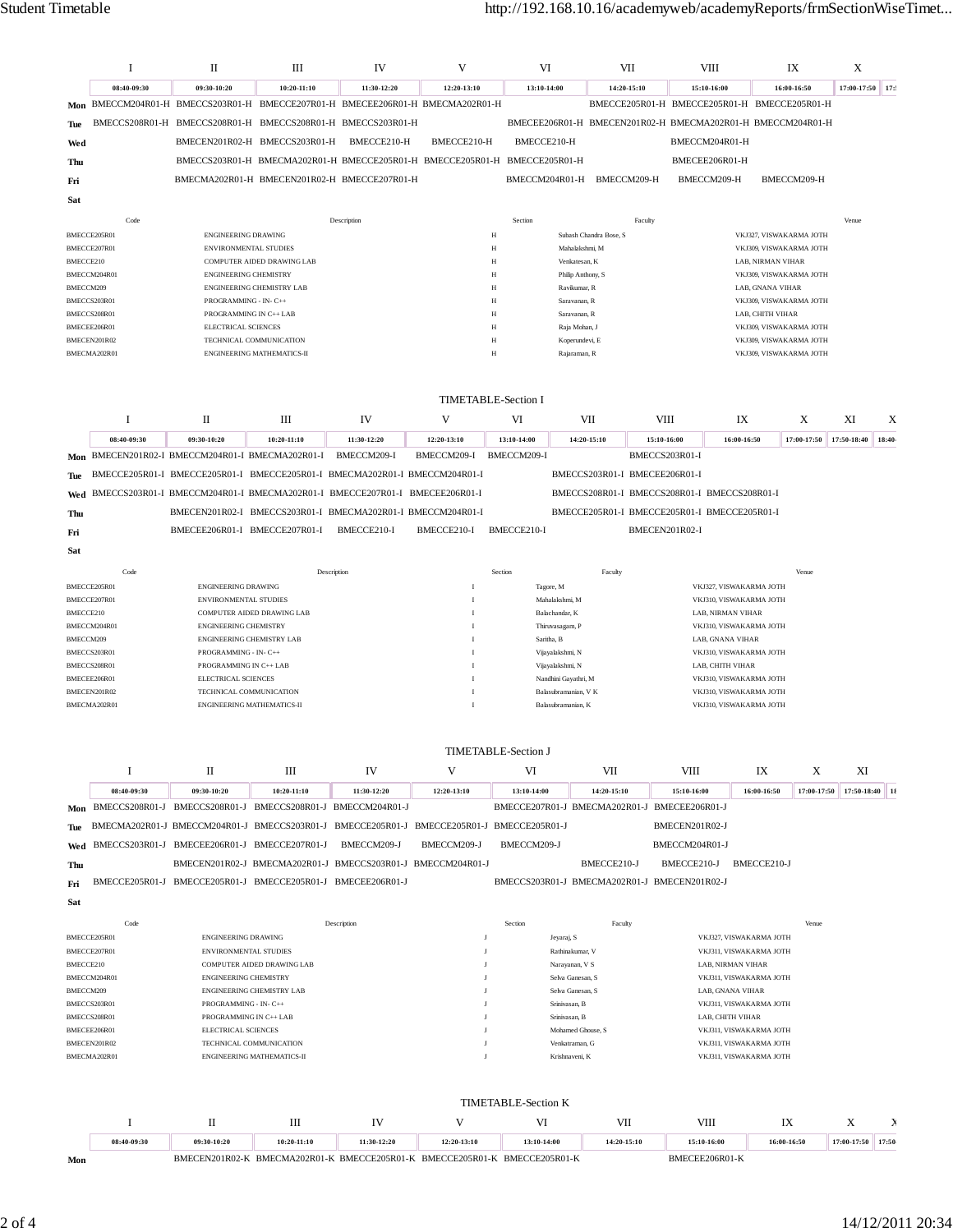| | I | II | III | IV | V | VI | VII | VIII | IX | X | |
|---|---|---|---|---|---|---|---|---|---|---|---|
| | 08:40-09:30 | 09:30-10:20 | 10:20-11:10 | 11:30-12:20 | 12:20-13:10 | 13:10-14:00 | 14:20-15:10 | 15:10-16:00 | 16:00-16:50 | 17:00-17:50 | 17:5 |
| **Mon** | BMECCM204R01-H | BMECCS203R01-H | BMECCE207R01-H | BMECEE206R01-H | BMECMA202R01-H | | BMECCE205R01-H | BMECCE205R01-H | BMECCE205R01-H | | |
| **Tue** | BMECCS208R01-H | BMECCS208R01-H | BMECCS208R01-H | BMECCS203R01-H | | BMECEE206R01-H | BMECEN201R02-H | BMECMA202R01-H | BMECCM204R01-H | | |
| **Wed** | | BMECEN201R02-H | BMECCS203R01-H | BMECCE210-H | BMECCE210-H | BMECCE210-H | | BMECCM204R01-H | | | |
| **Thu** | | BMECCS203R01-H | BMECMA202R01-H | BMECCE205R01-H | BMECCE205R01-H | BMECCE205R01-H | | BMECEE206R01-H | | | |
| **Fri** | | BMECMA202R01-H | BMECEN201R02-H | BMECCE207R01-H | | BMECCM204R01-H | BMECCM209-H | BMECCM209-H | BMECCM209-H | | |
| **Sat** | | | | | | | | | | | |

| Code | Description | Section | Faculty | Venue |
|---|---|---|---|---|
| BMECCE205R01 | ENGINEERING DRAWING | H | Subash Chandra Bose, S | VKJ327, VISWAKARMA JOTH |
| BMECCE207R01 | ENVIRONMENTAL STUDIES | H | Mahalakshmi, M | VKJ309, VISWAKARMA JOTH |
| BMECCE210 | COMPUTER AIDED DRAWING LAB | H | Venkatesan, K | LAB, NIRMAN VIHAR |
| BMECCM204R01 | ENGINEERING CHEMISTRY | H | Philip Anthony, S | VKJ309, VISWAKARMA JOTH |
| BMECCM209 | ENGINEERING CHEMISTRY LAB | H | Ravikumar, R | LAB, GNANA VIHAR |
| BMECCS203R01 | PROGRAMMING - IN- C++ | H | Saravanan, R | VKJ309, VISWAKARMA JOTH |
| BMECCS208R01 | PROGRAMMING IN C++ LAB | H | Saravanan, R | LAB, CHITH VIHAR |
| BMECEE206R01 | ELECTRICAL SCIENCES | H | Raja Mohan, J | VKJ309, VISWAKARMA JOTH |
| BMECEN201R02 | TECHNICAL COMMUNICATION | H | Koperundevi, E | VKJ309, VISWAKARMA JOTH |
| BMECMA202R01 | ENGINEERING MATHEMATICS-II | H | Rajaraman, R | VKJ309, VISWAKARMA JOTH |

## TIMETABLE-Section I

| | I | II | III | IV | V | VI | VII | VIII | IX | X | XI | X |
|---|---|---|---|---|---|---|---|---|---|---|---|---|
| | 08:40-09:30 | 09:30-10:20 | 10:20-11:10 | 11:30-12:20 | 12:20-13:10 | 13:10-14:00 | 14:20-15:10 | 15:10-16:00 | 16:00-16:50 | 17:00-17:50 | 17:50-18:40 | 18:40 |
| **Mon** | BMECEN201R02-I | BMECCM204R01-I | BMECMA202R01-I | BMECCM209-I | BMECCM209-I | BMECCM209-I | | BMECCS203R01-I | | | | |
| **Tue** | BMECCE205R01-I | BMECCE205R01-I | BMECCE205R01-I | BMECMA202R01-I | BMECCM204R01-I | | BMECCS203R01-I | BMECEE206R01-I | | | | |
| **Wed** | BMECCS203R01-I | BMECCM204R01-I | BMECMA202R01-I | BMECCE207R01-I | BMECEE206R01-I | | BMECCS208R01-I | BMECCS208R01-I | BMECCS208R01-I | | | |
| **Thu** | | BMECEN201R02-I | BMECCS203R01-I | BMECMA202R01-I | BMECCM204R01-I | | BMECCE205R01-I | BMECCE205R01-I | BMECCE205R01-I | | | |
| **Fri** | | BMECEE206R01-I | BMECCE207R01-I | BMECCE210-I | BMECCE210-I | BMECCE210-I | | BMECEN201R02-I | | | | |
| **Sat** | | | | | | | | | | | | |

| Code | Description | Section | Faculty | Venue |
|---|---|---|---|---|
| BMECCE205R01 | ENGINEERING DRAWING | I | Tagore, M | VKJ327, VISWAKARMA JOTH |
| BMECCE207R01 | ENVIRONMENTAL STUDIES | I | Mahalakshmi, M | VKJ310, VISWAKARMA JOTH |
| BMECCE210 | COMPUTER AIDED DRAWING LAB | I | Balachandar, K | LAB, NIRMAN VIHAR |
| BMECCM204R01 | ENGINEERING CHEMISTRY | I | Thiruvasagam, P | VKJ310, VISWAKARMA JOTH |
| BMECCM209 | ENGINEERING CHEMISTRY LAB | I | Saritha, B | LAB, GNANA VIHAR |
| BMECCS203R01 | PROGRAMMING - IN- C++ | I | Vijayalakshmi, N | VKJ310, VISWAKARMA JOTH |
| BMECCS208R01 | PROGRAMMING IN C++ LAB | I | Vijayalakshmi, N | LAB, CHITH VIHAR |
| BMECEE206R01 | ELECTRICAL SCIENCES | I | Nandhini Gayathri, M | VKJ310, VISWAKARMA JOTH |
| BMECEN201R02 | TECHNICAL COMMUNICATION | I | Balasubramanian, V K | VKJ310, VISWAKARMA JOTH |
| BMECMA202R01 | ENGINEERING MATHEMATICS-II | I | Balasubramanian, K | VKJ310, VISWAKARMA JOTH |

## TIMETABLE-Section J

| | I | II | III | IV | V | VI | VII | VIII | IX | X | XI | |
|---|---|---|---|---|---|---|---|---|---|---|---|---|
| | 08:40-09:30 | 09:30-10:20 | 10:20-11:10 | 11:30-12:20 | 12:20-13:10 | 13:10-14:00 | 14:20-15:10 | 15:10-16:00 | 16:00-16:50 | 17:00-17:50 | 17:50-18:40 | 18 |
| **Mon** | BMECCS208R01-J | BMECCS208R01-J | BMECCS208R01-J | BMECCM204R01-J | | BMECCE207R01-J | BMECMA202R01-J | BMECEE206R01-J | | | | |
| **Tue** | BMECMA202R01-J | BMECCM204R01-J | BMECCS203R01-J | BMECCE205R01-J | BMECCE205R01-J | BMECCE205R01-J | | BMECEN201R02-J | | | | |
| **Wed** | BMECCS203R01-J | BMECEE206R01-J | BMECCE207R01-J | BMECCM209-J | BMECCM209-J | BMECCM209-J | | BMECCM204R01-J | | | | |
| **Thu** | | BMECEN201R02-J | BMECMA202R01-J | BMECCS203R01-J | BMECCM204R01-J | | BMECCE210-J | BMECCE210-J | BMECCE210-J | | | |
| **Fri** | BMECCE205R01-J | BMECCE205R01-J | BMECCE205R01-J | BMECEE206R01-J | | BMECCS203R01-J | BMECMA202R01-J | BMECEN201R02-J | | | | |
| **Sat** | | | | | | | | | | | | |

| Code | Description | Section | Faculty | Venue |
|---|---|---|---|---|
| BMECCE205R01 | ENGINEERING DRAWING | J | Jeyaraj, S | VKJ327, VISWAKARMA JOTH |
| BMECCE207R01 | ENVIRONMENTAL STUDIES | J | Rathinakumar, V | VKJ311, VISWAKARMA JOTH |
| BMECCE210 | COMPUTER AIDED DRAWING LAB | J | Narayanan, V S | LAB, NIRMAN VIHAR |
| BMECCM204R01 | ENGINEERING CHEMISTRY | J | Selva Ganesan, S | VKJ311, VISWAKARMA JOTH |
| BMECCM209 | ENGINEERING CHEMISTRY LAB | J | Selva Ganesan, S | LAB, GNANA VIHAR |
| BMECCS203R01 | PROGRAMMING - IN- C++ | J | Srinivasan, B | VKJ311, VISWAKARMA JOTH |
| BMECCS208R01 | PROGRAMMING IN C++ LAB | J | Srinivasan, B | LAB, CHITH VIHAR |
| BMECEE206R01 | ELECTRICAL SCIENCES | J | Mohamed Ghouse, S | VKJ311, VISWAKARMA JOTH |
| BMECEN201R02 | TECHNICAL COMMUNICATION | J | Venkatraman, G | VKJ311, VISWAKARMA JOTH |
| BMECMA202R01 | ENGINEERING MATHEMATICS-II | J | Krishnaveni, K | VKJ311, VISWAKARMA JOTH |

## TIMETABLE-Section K

| | I | II | III | IV | V | VI | VII | VIII | IX | X | X |
|---|---|---|---|---|---|---|---|---|---|---|---|
| | 08:40-09:30 | 09:30-10:20 | 10:20-11:10 | 11:30-12:20 | 12:20-13:10 | 13:10-14:00 | 14:20-15:10 | 15:10-16:00 | 16:00-16:50 | 17:00-17:50 | 17:50 |
| **Mon** | | BMECEN201R02-K | BMECMA202R01-K | BMECCE205R01-K | BMECCE205R01-K | BMECCE205R01-K | | BMECEE206R01-K | | | |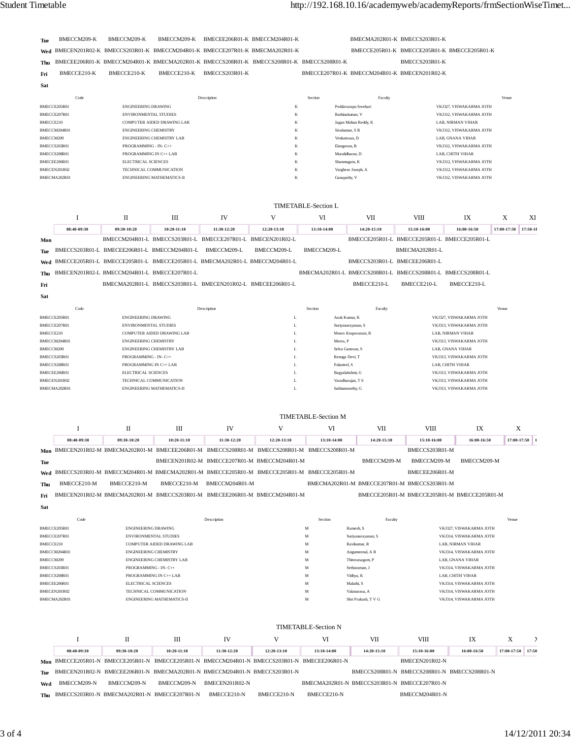| | | | | | | | | | | | |
|---|---|---|---|---|---|---|---|---|---|---|---|
| **Tue** | BMECCM209-K | BMECCM209-K | BMECCM209-K | BMECEE206R01-K | BMECCM204R01-K | | BMECMA202R01-K | BMECCS203R01-K | | | |
| **Wed** | BMECEN201R02-K | BMECCS203R01-K | BMECCM204R01-K | BMECCE207R01-K | BMECMA202R01-K | | BMECCE205R01-K | BMECCE205R01-K | BMECCE205R01-K | | |
| **Thu** | BMECEE206R01-K | BMECCM204R01-K | BMECMA202R01-K | BMECCS208R01-K | BMECCS208R01-K | BMECCS208R01-K | | BMECCS203R01-K | | | |
| **Fri** | BMECCE210-K | BMECCE210-K | BMECCE210-K | BMECCS203R01-K | | BMECCE207R01-K | BMECCM204R01-K | BMECEN201R02-K | | | |
| **Sat** | | | | | | | | | | | |

| Code | Description | Section | Faculty | Venue |
|---|---|---|---|---|
| BMECCE205R01 | ENGINEERING DRAWING | K | Peddavarapu Sreehari | VKJ327, VISWAKARMA JOTH |
| BMECCE207R01 | ENVIRONMENTAL STUDIES | K | Rathinakumar, V | VKJ312, VISWAKARMA JOTH |
| BMECCE210 | COMPUTER AIDED DRAWING LAB | K | Jagan Mohan Reddy, K | LAB, NIRMAN VIHAR |
| BMECCM204R01 | ENGINEERING CHEMISTRY | K | Sivakumar, S R | VKJ312, VISWAKARMA JOTH |
| BMECCM209 | ENGINEERING CHEMISTRY LAB | K | Venkatesan, D | LAB, GNANA VIHAR |
| BMECCS203R01 | PROGRAMMING - IN- C++ | K | Elangovan, B | VKJ312, VISWAKARMA JOTH |
| BMECCS208R01 | PROGRAMMING IN C++ LAB | K | Muralidharan, D | LAB, CHITH VIHAR |
| BMECEE206R01 | ELECTRICAL SCIENCES | K | Shanmugam, K | VKJ312, VISWAKARMA JOTH |
| BMECEN201R02 | TECHNICAL COMMUNICATION | K | Varghese Joseph, A | VKJ312, VISWAKARMA JOTH |
| BMECMA202R01 | ENGINEERING MATHEMATICS-II | K | Ganapathy, V | VKJ312, VISWAKARMA JOTH |

## TIMETABLE-Section L

| | I | II | III | IV | V | VI | VII | VIII | IX | X | XI |
|---|---|---|---|---|---|---|---|---|---|---|---|
| | 08:40-09:30 | 09:30-10:20 | 10:20-11:10 | 11:30-12:20 | 12:20-13:10 | 13:10-14:00 | 14:20-15:10 | 15:10-16:00 | 16:00-16:50 | 17:00-17:50 | 17:50-18 |
| **Mon** | | BMECCM204R01-L | BMECCS203R01-L | BMECCE207R01-L | BMECEN201R02-L | | BMECCE205R01-L | BMECCE205R01-L | BMECCE205R01-L | | |
| **Tue** | BMECCS203R01-L | BMECEE206R01-L | BMECCM204R01-L | BMECCM209-L | BMECCM209-L | BMECCM209-L | | BMECMA202R01-L | | | |
| **Wed** | BMECCE205R01-L | BMECCE205R01-L | BMECCE205R01-L | BMECMA202R01-L | BMECCM204R01-L | | BMECCS203R01-L | BMECEE206R01-L | | | |
| **Thu** | BMECEN201R02-L | BMECCM204R01-L | BMECCE207R01-L | | | BMECMA202R01-L | BMECCS208R01-L | BMECCS208R01-L | BMECCS208R01-L | | |
| **Fri** | | BMECMA202R01-L | BMECCS203R01-L | BMECEN201R02-L | BMECEE206R01-L | | BMECCE210-L | BMECCE210-L | BMECCE210-L | | |
| **Sat** | | | | | | | | | | | |

| Code | Description | Section | Faculty | Venue |
|---|---|---|---|---|
| BMECCE205R01 | ENGINEERING DRAWING | L | Asok Kumar, K | VKJ327, VISWAKARMA JOTH |
| BMECCE207R01 | ENVIRONMENTAL STUDIES | L | Suriyanarayanan, S | VKJ313, VISWAKARMA JOTH |
| BMECCE210 | COMPUTER AIDED DRAWING LAB | L | Moses Krupavaram, R | LAB, NIRMAN VIHAR |
| BMECCM204R01 | ENGINEERING CHEMISTRY | L | Meera, P | VKJ313, VISWAKARMA JOTH |
| BMECCM209 | ENGINEERING CHEMISTRY LAB | L | Selva Ganesan, S | LAB, GNANA VIHAR |
| BMECCS203R01 | PROGRAMMING - IN- C++ | L | Renuga Devi, T | VKJ313, VISWAKARMA JOTH |
| BMECCS208R01 | PROGRAMMING IN C++ LAB | L | Palanivel, S | LAB, CHITH VIHAR |
| BMECEE206R01 | ELECTRICAL SCIENCES | L | Bagyalakshmi, G | VKJ313, VISWAKARMA JOTH |
| BMECEN201R02 | TECHNICAL COMMUNICATION | L | Varadharajan, T S | VKJ313, VISWAKARMA JOTH |
| BMECMA202R01 | ENGINEERING MATHEMATICS-II | L | Sathiamoorthy, G | VKJ313, VISWAKARMA JOTH |

## TIMETABLE-Section M

| | I | II | III | IV | V | VI | VII | VIII | IX | X | |
|---|---|---|---|---|---|---|---|---|---|---|---|
| | 08:40-09:30 | 09:30-10:20 | 10:20-11:10 | 11:30-12:20 | 12:20-13:10 | 13:10-14:00 | 14:20-15:10 | 15:10-16:00 | 16:00-16:50 | 17:00-17:50 | 1 |
| **Mon** | BMECEN201R02-M | BMECMA202R01-M | BMECEE206R01-M | BMECCS208R01-M | BMECCS208R01-M | BMECCS208R01-M | | BMECCS203R01-M | | | |
| **Tue** | | | BMECEN201R02-M | BMECCE207R01-M | BMECCM204R01-M | | BMECCM209-M | BMECCM209-M | BMECCM209-M | | |
| **Wed** | BMECCS203R01-M | BMECCM204R01-M | BMECMA202R01-M | BMECCE205R01-M | BMECCE205R01-M | BMECCE205R01-M | | BMECEE206R01-M | | | |
| **Thu** | BMECCE210-M | BMECCE210-M | BMECCE210-M | BMECCM204R01-M | | BMECMA202R01-M | BMECCE207R01-M | BMECCS203R01-M | | | |
| **Fri** | BMECEN201R02-M | BMECMA202R01-M | BMECCS203R01-M | BMECEE206R01-M | BMECCM204R01-M | | BMECCE205R01-M | BMECCE205R01-M | BMECCE205R01-M | | |
| **Sat** | | | | | | | | | | | |

| Code | Description | Section | Faculty | Venue |
|---|---|---|---|---|
| BMECCE205R01 | ENGINEERING DRAWING | M | Ramesh, S | VKJ327, VISWAKARMA JOTH |
| BMECCE207R01 | ENVIRONMENTAL STUDIES | M | Suriyanarayanan, S | VKJ314, VISWAKARMA JOTH |
| BMECCE210 | COMPUTER AIDED DRAWING LAB | M | Ravikumar, R | LAB, NIRMAN VIHAR |
| BMECCM204R01 | ENGINEERING CHEMISTRY | M | Angumeenal, A R | VKJ314, VISWAKARMA JOTH |
| BMECCM209 | ENGINEERING CHEMISTRY LAB | M | Thiruvasagam, P | LAB, GNANA VIHAR |
| BMECCS203R01 | PROGRAMMING - IN- C++ | M | Sethuraman, J | VKJ314, VISWAKARMA JOTH |
| BMECCS208R01 | PROGRAMMING IN C++ LAB | M | Vidhya, K | LAB, CHITH VIHAR |
| BMECEE206R01 | ELECTRICAL SCIENCES | M | Malathi, S | VKJ314, VISWAKARMA JOTH |
| BMECEN201R02 | TECHNICAL COMMUNICATION | M | Valanarasu, A | VKJ314, VISWAKARMA JOTH |
| BMECMA202R01 | ENGINEERING MATHEMATICS-II | M | Shri Prakash, T V G | VKJ314, VISWAKARMA JOTH |

## TIMETABLE-Section N

| | I | II | III | IV | V | VI | VII | VIII | IX | X | X |
|---|---|---|---|---|---|---|---|---|---|---|---|
| | 08:40-09:30 | 09:30-10:20 | 10:20-11:10 | 11:30-12:20 | 12:20-13:10 | 13:10-14:00 | 14:20-15:10 | 15:10-16:00 | 16:00-16:50 | 17:00-17:50 | 17:50 |
| **Mon** | BMECCE205R01-N | BMECCE205R01-N | BMECCE205R01-N | BMECCM204R01-N | BMECCS203R01-N | BMECEE206R01-N | | BMECEN201R02-N | | | |
| **Tue** | BMECEN201R02-N | BMECEE206R01-N | BMECMA202R01-N | BMECCM204R01-N | BMECCS203R01-N | | BMECCS208R01-N | BMECCS208R01-N | BMECCS208R01-N | | |
| **Wed** | BMECCM209-N | BMECCM209-N | BMECCM209-N | BMECEN201R02-N | | BMECMA202R01-N | BMECCS203R01-N | BMECCE207R01-N | | | |
| **Thu** | BMECCS203R01-N | BMECMA202R01-N | BMECCE207R01-N | BMECCE210-N | BMECCE210-N | BMECCE210-N | | BMECCM204R01-N | | | |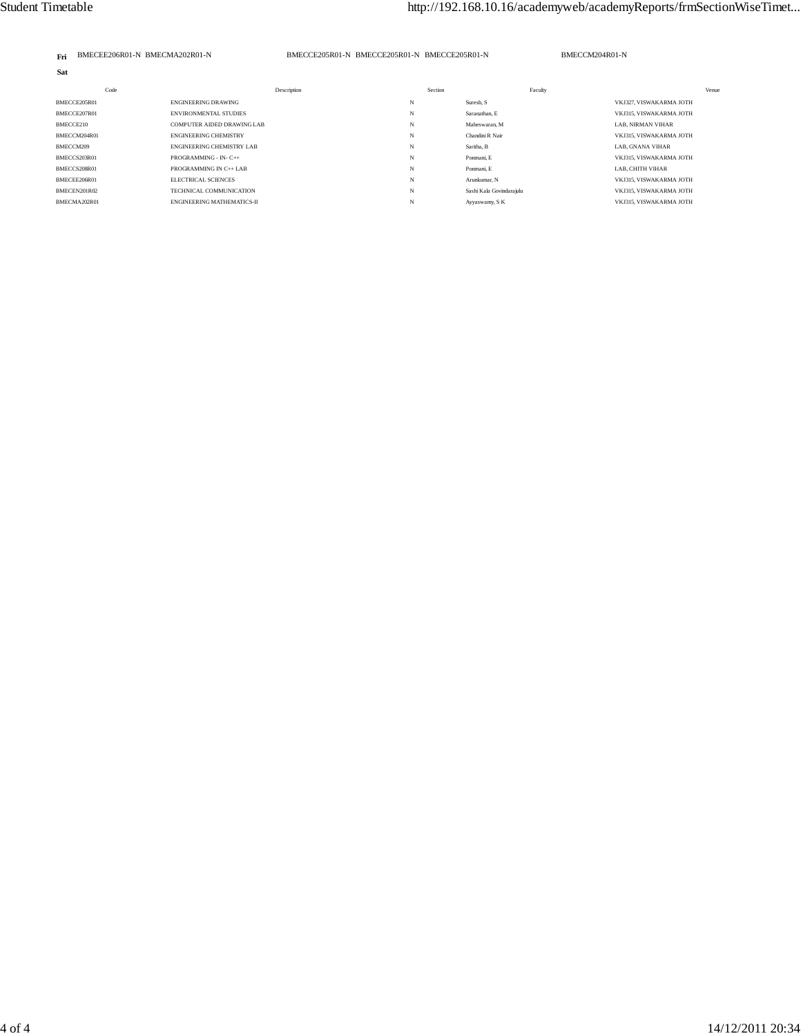| | | | | | |
|---|---|---|---|---|---|
| **Fri** | BMECEE206R01-N BMECMA202R01-N | BMECCE205R01-N | BMECCE205R01-N | BMECCE205R01-N | BMECCM204R01-N |
| **Sat** | | | | | |

| Code | Description | Section | Faculty | Venue |
|---|---|---|---|---|
| BMECCE205R01 | ENGINEERING DRAWING | N | Suresh, S | VKJ327, VISWAKARMA JOTH |
| BMECCE207R01 | ENVIRONMENTAL STUDIES | N | Saranathan, E | VKJ315, VISWAKARMA JOTH |
| BMECCE210 | COMPUTER AIDED DRAWING LAB | N | Maheswaran, M | LAB, NIRMAN VIHAR |
| BMECCM204R01 | ENGINEERING CHEMISTRY | N | Chandini R Nair | VKJ315, VISWAKARMA JOTH |
| BMECCM209 | ENGINEERING CHEMISTRY LAB | N | Saritha, B | LAB, GNANA VIHAR |
| BMECCS203R01 | PROGRAMMING - IN- C++ | N | Ponmani, E | VKJ315, VISWAKARMA JOTH |
| BMECCS208R01 | PROGRAMMING IN C++ LAB | N | Ponmani, E | LAB, CHITH VIHAR |
| BMECEE206R01 | ELECTRICAL SCIENCES | N | Arunkumar, N | VKJ315, VISWAKARMA JOTH |
| BMECEN201R02 | TECHNICAL COMMUNICATION | N | Sashi Kala Govindarajulu | VKJ315, VISWAKARMA JOTH |
| BMECMA202R01 | ENGINEERING MATHEMATICS-II | N | Ayyaswamy, S K | VKJ315, VISWAKARMA JOTH |